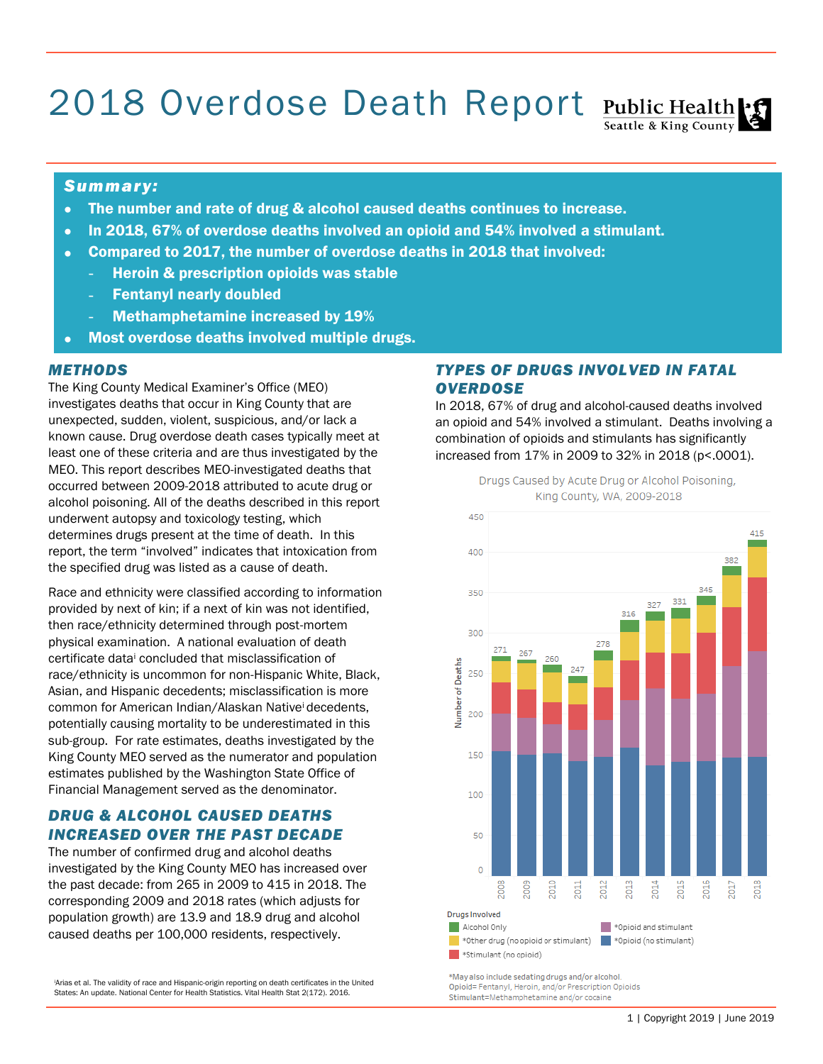# 2018 Overdose Death Report

Public Health
Seattle & King County

## *Summary:*

- **The number and rate of drug & alcohol caused deaths continues to increase.**
- **In 2018, 67% of overdose deaths involved an opioid and 54% involved a stimulant.**
- **Compared to 2017, the number of overdose deaths in 2018 that involved:**
  - **Heroin & prescription opioids was stable**
  - **Fentanyl nearly doubled**
  - **Methamphetamine increased by 19%**
- **Most overdose deaths involved multiple drugs.**

## *METHODS*

The King County Medical Examiner's Office (MEO) investigates deaths that occur in King County that are unexpected, sudden, violent, suspicious, and/or lack a known cause. Drug overdose death cases typically meet at least one of these criteria and are thus investigated by the MEO. This report describes MEO-investigated deaths that occurred between 2009-2018 attributed to acute drug or alcohol poisoning. All of the deaths described in this report underwent autopsy and toxicology testing, which determines drugs present at the time of death. In this report, the term "involved" indicates that intoxication from the specified drug was listed as a cause of death.

Race and ethnicity were classified according to information provided by next of kin; if a next of kin was not identified, then race/ethnicity determined through post-mortem physical examination. A national evaluation of death certificate data[i] concluded that misclassification of race/ethnicity is uncommon for non-Hispanic White, Black, Asian, and Hispanic decedents; misclassification is more common for American Indian/Alaskan Native[i] decedents, potentially causing mortality to be underestimated in this sub-group. For rate estimates, deaths investigated by the King County MEO served as the numerator and population estimates published by the Washington State Office of Financial Management served as the denominator.

## *DRUG & ALCOHOL CAUSED DEATHS INCREASED OVER THE PAST DECADE*

The number of confirmed drug and alcohol deaths investigated by the King County MEO has increased over the past decade: from 265 in 2009 to 415 in 2018. The corresponding 2009 and 2018 rates (which adjusts for population growth) are 13.9 and 18.9 drug and alcohol caused deaths per 100,000 residents, respectively.

[i]Arias et al. The validity of race and Hispanic-origin reporting on death certificates in the United States: An update. National Center for Health Statistics. Vital Health Stat 2(172). 2016.

## *TYPES OF DRUGS INVOLVED IN FATAL OVERDOSE*

In 2018, 67% of drug and alcohol-caused deaths involved an opioid and 54% involved a stimulant. Deaths involving a combination of opioids and stimulants has significantly increased from 17% in 2009 to 32% in 2018 ($p<.0001$).

Drugs Caused by Acute Drug or Alcohol Poisoning, King County, WA, 2009-2018

| Year | 2008 | 2009 | 2010 | 2011 | 2012 | 2013 | 2014 | 2015 | 2016 | 2017 | 2018 |
|---|---|---|---|---|---|---|---|---|---|---|---|
| Total deaths | 271 | 267 | 260 | 247 | 278 | 316 | 327 | 331 | 345 | 382 | 415 |

Drugs Involved: Alcohol Only; *Other drug (no opioid or stimulant); *Stimulant (no opioid); *Opioid and stimulant; *Opioid (no stimulant)

*May also include sedating drugs and/or alcohol.
Opioid= Fentanyl, Heroin, and/or Prescription Opioids
Stimulant=Methamphetamine and/or cocaine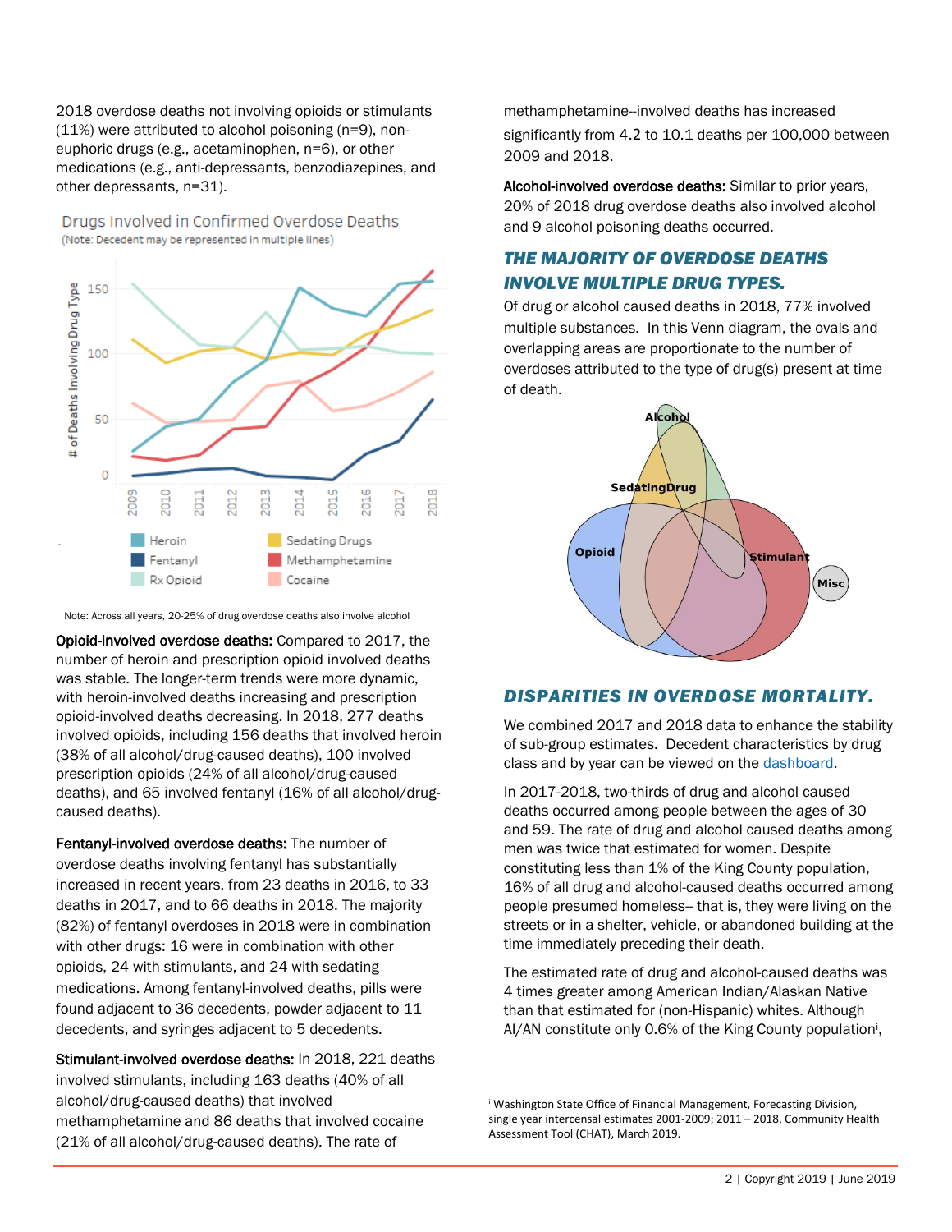2018 overdose deaths not involving opioids or stimulants (11%) were attributed to alcohol poisoning (n=9), non-euphoric drugs (e.g., acetaminophen, n=6), or other medications (e.g., anti-depressants, benzodiazepines, and other depressants, n=31).

Drugs Involved in Confirmed Overdose Deaths
(Note: Decedent may be represented in multiple lines)

Note: Across all years, 20-25% of drug overdose deaths also involve alcohol

**Opioid-involved overdose deaths:** Compared to 2017, the number of heroin and prescription opioid involved deaths was stable. The longer-term trends were more dynamic, with heroin-involved deaths increasing and prescription opioid-involved deaths decreasing. In 2018, 277 deaths involved opioids, including 156 deaths that involved heroin (38% of all alcohol/drug-caused deaths), 100 involved prescription opioids (24% of all alcohol/drug-caused deaths), and 65 involved fentanyl (16% of all alcohol/drug-caused deaths).

**Fentanyl-involved overdose deaths:** The number of overdose deaths involving fentanyl has substantially increased in recent years, from 23 deaths in 2016, to 33 deaths in 2017, and to 66 deaths in 2018. The majority (82%) of fentanyl overdoses in 2018 were in combination with other drugs: 16 were in combination with other opioids, 24 with stimulants, and 24 with sedating medications. Among fentanyl-involved deaths, pills were found adjacent to 36 decedents, powder adjacent to 11 decedents, and syringes adjacent to 5 decedents.

**Stimulant-involved overdose deaths:** In 2018, 221 deaths involved stimulants, including 163 deaths (40% of all alcohol/drug-caused deaths) that involved methamphetamine and 86 deaths that involved cocaine (21% of all alcohol/drug-caused deaths). The rate of methamphetamine–involved deaths has increased significantly from 4.2 to 10.1 deaths per 100,000 between 2009 and 2018.

**Alcohol-involved overdose deaths:** Similar to prior years, 20% of 2018 drug overdose deaths also involved alcohol and 9 alcohol poisoning deaths occurred.

## THE MAJORITY OF OVERDOSE DEATHS INVOLVE MULTIPLE DRUG TYPES.

Of drug or alcohol caused deaths in 2018, 77% involved multiple substances. In this Venn diagram, the ovals and overlapping areas are proportionate to the number of overdoses attributed to the type of drug(s) present at time of death.

## DISPARITIES IN OVERDOSE MORTALITY.

We combined 2017 and 2018 data to enhance the stability of sub-group estimates. Decedent characteristics by drug class and by year can be viewed on the dashboard.

In 2017-2018, two-thirds of drug and alcohol caused deaths occurred among people between the ages of 30 and 59. The rate of drug and alcohol caused deaths among men was twice that estimated for women. Despite constituting less than 1% of the King County population, 16% of all drug and alcohol-caused deaths occurred among people presumed homeless-- that is, they were living on the streets or in a shelter, vehicle, or abandoned building at the time immediately preceding their death.

The estimated rate of drug and alcohol-caused deaths was 4 times greater among American Indian/Alaskan Native than that estimated for (non-Hispanic) whites. Although AI/AN constitute only 0.6% of the King County population[i],

[i] Washington State Office of Financial Management, Forecasting Division, single year intercensal estimates 2001-2009; 2011 – 2018, Community Health Assessment Tool (CHAT), March 2019.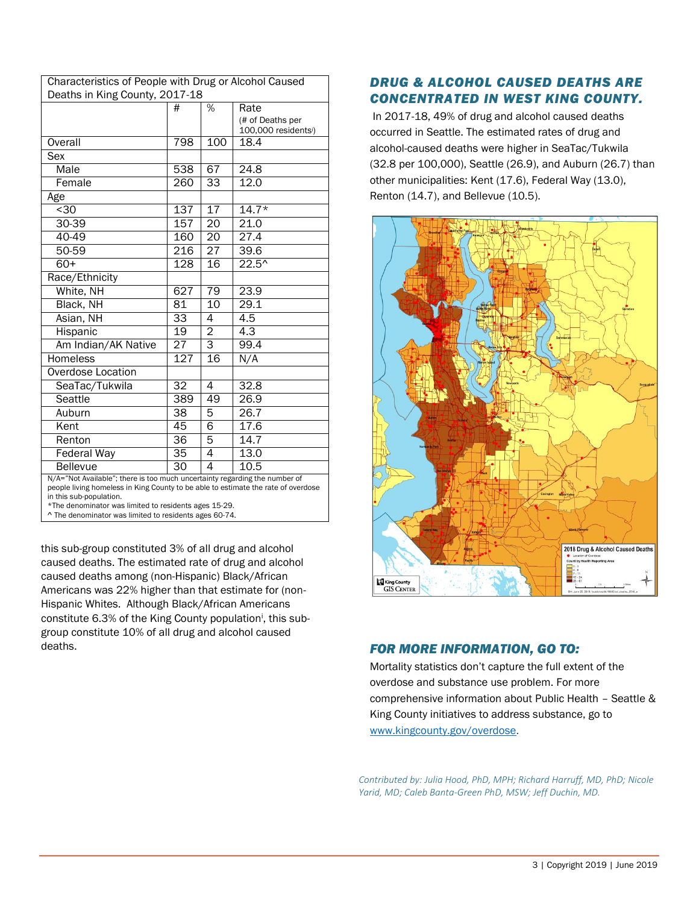| Characteristics of People with Drug or Alcohol Caused Deaths in King County, 2017-18 | | | |
|---|---|---|---|
| | # | % | Rate (# of Deaths per 100,000 residents) |
| Overall | 798 | 100 | 18.4 |
| Sex | | | |
| Male | 538 | 67 | 24.8 |
| Female | 260 | 33 | 12.0 |
| Age | | | |
| <30 | 137 | 17 | 14.7* |
| 30-39 | 157 | 20 | 21.0 |
| 40-49 | 160 | 20 | 27.4 |
| 50-59 | 216 | 27 | 39.6 |
| 60+ | 128 | 16 | 22.5^ |
| Race/Ethnicity | | | |
| White, NH | 627 | 79 | 23.9 |
| Black, NH | 81 | 10 | 29.1 |
| Asian, NH | 33 | 4 | 4.5 |
| Hispanic | 19 | 2 | 4.3 |
| Am Indian/AK Native | 27 | 3 | 99.4 |
| Homeless | 127 | 16 | N/A |
| Overdose Location | | | |
| SeaTac/Tukwila | 32 | 4 | 32.8 |
| Seattle | 389 | 49 | 26.9 |
| Auburn | 38 | 5 | 26.7 |
| Kent | 45 | 6 | 17.6 |
| Renton | 36 | 5 | 14.7 |
| Federal Way | 35 | 4 | 13.0 |
| Bellevue | 30 | 4 | 10.5 |

N/A="Not Available"; there is too much uncertainty regarding the number of people living homeless in King County to be able to estimate the rate of overdose in this sub-population.
*The denominator was limited to residents ages 15-29.
^ The denominator was limited to residents ages 60-74.

this sub-group constituted 3% of all drug and alcohol caused deaths. The estimated rate of drug and alcohol caused deaths among (non-Hispanic) Black/African Americans was 22% higher than that estimate for (non-Hispanic Whites. Although Black/African Americans constitute 6.3% of the King County population[i], this sub-group constitute 10% of all drug and alcohol caused deaths.

## DRUG & ALCOHOL CAUSED DEATHS ARE CONCENTRATED IN WEST KING COUNTY.

In 2017-18, 49% of drug and alcohol caused deaths occurred in Seattle. The estimated rates of drug and alcohol-caused deaths were higher in SeaTac/Tukwila (32.8 per 100,000), Seattle (26.9), and Auburn (26.7) than other municipalities: Kent (17.6), Federal Way (13.0), Renton (14.7), and Bellevue (10.5).

2018 Drug & Alcohol Caused Deaths

King County GIS Center

## FOR MORE INFORMATION, GO TO:

Mortality statistics don't capture the full extent of the overdose and substance use problem. For more comprehensive information about Public Health – Seattle & King County initiatives to address substance, go to www.kingcounty.gov/overdose.

*Contributed by: Julia Hood, PhD, MPH; Richard Harruff, MD, PhD; Nicole Yarid, MD; Caleb Banta-Green PhD, MSW; Jeff Duchin, MD.*